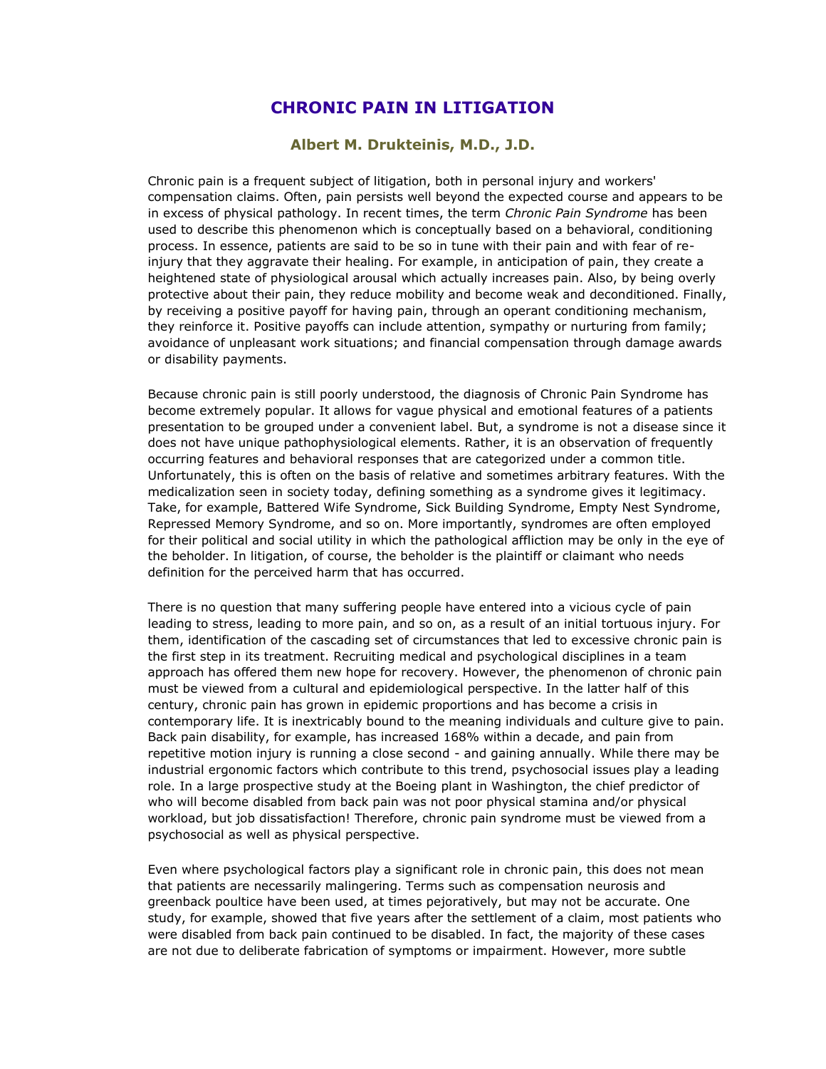# CHRONIC PAIN IN LITIGATION

### Albert M. Drukteinis, M.D., J.D.

Chronic pain is a frequent subject of litigation, both in personal injury and workers' compensation claims. Often, pain persists well beyond the expected course and appears to be in excess of physical pathology. In recent times, the term *Chronic Pain Syndrome* has been used to describe this phenomenon which is conceptually based on a behavioral, conditioning process. In essence, patients are said to be so in tune with their pain and with fear of re-injury that they aggravate their healing. For example, in anticipation of pain, they create a heightened state of physiological arousal which actually increases pain. Also, by being overly protective about their pain, they reduce mobility and become weak and deconditioned. Finally, by receiving a positive payoff for having pain, through an operant conditioning mechanism, they reinforce it. Positive payoffs can include attention, sympathy or nurturing from family; avoidance of unpleasant work situations; and financial compensation through damage awards or disability payments.

Because chronic pain is still poorly understood, the diagnosis of Chronic Pain Syndrome has become extremely popular. It allows for vague physical and emotional features of a patients presentation to be grouped under a convenient label. But, a syndrome is not a disease since it does not have unique pathophysiological elements. Rather, it is an observation of frequently occurring features and behavioral responses that are categorized under a common title. Unfortunately, this is often on the basis of relative and sometimes arbitrary features. With the medicalization seen in society today, defining something as a syndrome gives it legitimacy. Take, for example, Battered Wife Syndrome, Sick Building Syndrome, Empty Nest Syndrome, Repressed Memory Syndrome, and so on. More importantly, syndromes are often employed for their political and social utility in which the pathological affliction may be only in the eye of the beholder. In litigation, of course, the beholder is the plaintiff or claimant who needs definition for the perceived harm that has occurred.

There is no question that many suffering people have entered into a vicious cycle of pain leading to stress, leading to more pain, and so on, as a result of an initial tortuous injury. For them, identification of the cascading set of circumstances that led to excessive chronic pain is the first step in its treatment. Recruiting medical and psychological disciplines in a team approach has offered them new hope for recovery. However, the phenomenon of chronic pain must be viewed from a cultural and epidemiological perspective. In the latter half of this century, chronic pain has grown in epidemic proportions and has become a crisis in contemporary life. It is inextricably bound to the meaning individuals and culture give to pain. Back pain disability, for example, has increased 168% within a decade, and pain from repetitive motion injury is running a close second - and gaining annually. While there may be industrial ergonomic factors which contribute to this trend, psychosocial issues play a leading role. In a large prospective study at the Boeing plant in Washington, the chief predictor of who will become disabled from back pain was not poor physical stamina and/or physical workload, but job dissatisfaction! Therefore, chronic pain syndrome must be viewed from a psychosocial as well as physical perspective.

Even where psychological factors play a significant role in chronic pain, this does not mean that patients are necessarily malingering. Terms such as compensation neurosis and greenback poultice have been used, at times pejoratively, but may not be accurate. One study, for example, showed that five years after the settlement of a claim, most patients who were disabled from back pain continued to be disabled. In fact, the majority of these cases are not due to deliberate fabrication of symptoms or impairment. However, more subtle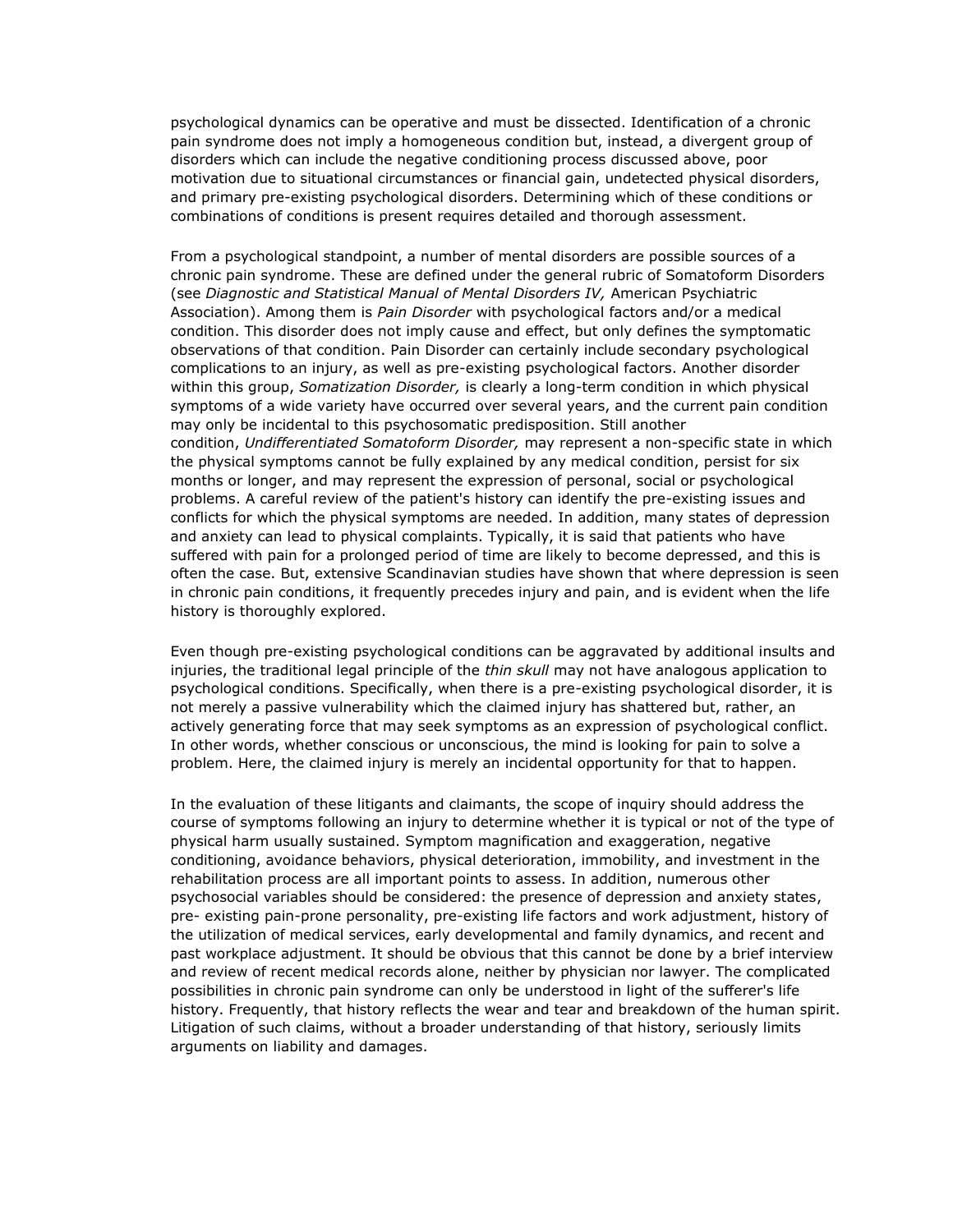psychological dynamics can be operative and must be dissected. Identification of a chronic pain syndrome does not imply a homogeneous condition but, instead, a divergent group of disorders which can include the negative conditioning process discussed above, poor motivation due to situational circumstances or financial gain, undetected physical disorders, and primary pre-existing psychological disorders. Determining which of these conditions or combinations of conditions is present requires detailed and thorough assessment.

From a psychological standpoint, a number of mental disorders are possible sources of a chronic pain syndrome. These are defined under the general rubric of Somatoform Disorders (see *Diagnostic and Statistical Manual of Mental Disorders IV,* American Psychiatric Association). Among them is *Pain Disorder* with psychological factors and/or a medical condition. This disorder does not imply cause and effect, but only defines the symptomatic observations of that condition. Pain Disorder can certainly include secondary psychological complications to an injury, as well as pre-existing psychological factors. Another disorder within this group, *Somatization Disorder,* is clearly a long-term condition in which physical symptoms of a wide variety have occurred over several years, and the current pain condition may only be incidental to this psychosomatic predisposition. Still another condition, *Undifferentiated Somatoform Disorder,* may represent a non-specific state in which the physical symptoms cannot be fully explained by any medical condition, persist for six months or longer, and may represent the expression of personal, social or psychological problems. A careful review of the patient's history can identify the pre-existing issues and conflicts for which the physical symptoms are needed. In addition, many states of depression and anxiety can lead to physical complaints. Typically, it is said that patients who have suffered with pain for a prolonged period of time are likely to become depressed, and this is often the case. But, extensive Scandinavian studies have shown that where depression is seen in chronic pain conditions, it frequently precedes injury and pain, and is evident when the life history is thoroughly explored.

Even though pre-existing psychological conditions can be aggravated by additional insults and injuries, the traditional legal principle of the *thin skull* may not have analogous application to psychological conditions. Specifically, when there is a pre-existing psychological disorder, it is not merely a passive vulnerability which the claimed injury has shattered but, rather, an actively generating force that may seek symptoms as an expression of psychological conflict. In other words, whether conscious or unconscious, the mind is looking for pain to solve a problem. Here, the claimed injury is merely an incidental opportunity for that to happen.

In the evaluation of these litigants and claimants, the scope of inquiry should address the course of symptoms following an injury to determine whether it is typical or not of the type of physical harm usually sustained. Symptom magnification and exaggeration, negative conditioning, avoidance behaviors, physical deterioration, immobility, and investment in the rehabilitation process are all important points to assess. In addition, numerous other psychosocial variables should be considered: the presence of depression and anxiety states, pre- existing pain-prone personality, pre-existing life factors and work adjustment, history of the utilization of medical services, early developmental and family dynamics, and recent and past workplace adjustment. It should be obvious that this cannot be done by a brief interview and review of recent medical records alone, neither by physician nor lawyer. The complicated possibilities in chronic pain syndrome can only be understood in light of the sufferer's life history. Frequently, that history reflects the wear and tear and breakdown of the human spirit. Litigation of such claims, without a broader understanding of that history, seriously limits arguments on liability and damages.